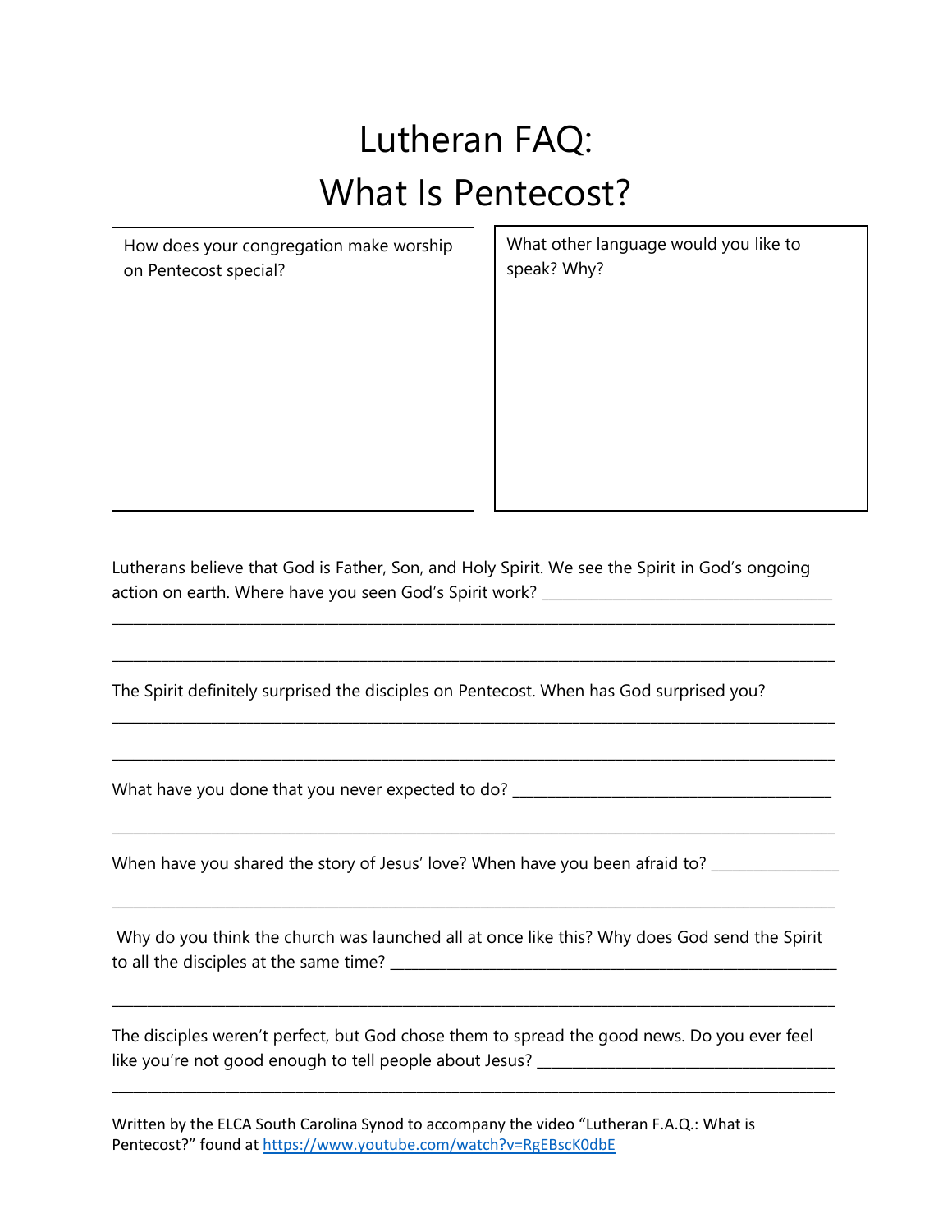# Lutheran FAQ:
# What Is Pentecost?

| How does your congregation make worship on Pentecost special? | What other language would you like to speak? Why? |
|---|---|
| | |

Lutherans believe that God is Father, Son, and Holy Spirit. We see the Spirit in God's ongoing action on earth. Where have you seen God's Spirit work? ___________________________________

_____________________________________________________________________________________

_____________________________________________________________________________________

The Spirit definitely surprised the disciples on Pentecost. When has God surprised you?

_____________________________________________________________________________________

_____________________________________________________________________________________

What have you done that you never expected to do? _______________________________________

_____________________________________________________________________________________

When have you shared the story of Jesus' love? When have you been afraid to? _______________

_____________________________________________________________________________________

Why do you think the church was launched all at once like this? Why does God send the Spirit to all the disciples at the same time? _______________________________________________________

_____________________________________________________________________________________

The disciples weren't perfect, but God chose them to spread the good news. Do you ever feel like you're not good enough to tell people about Jesus? ____________________________________

_____________________________________________________________________________________

Written by the ELCA South Carolina Synod to accompany the video "Lutheran F.A.Q.: What is Pentecost?" found at https://www.youtube.com/watch?v=RgEBscK0dbE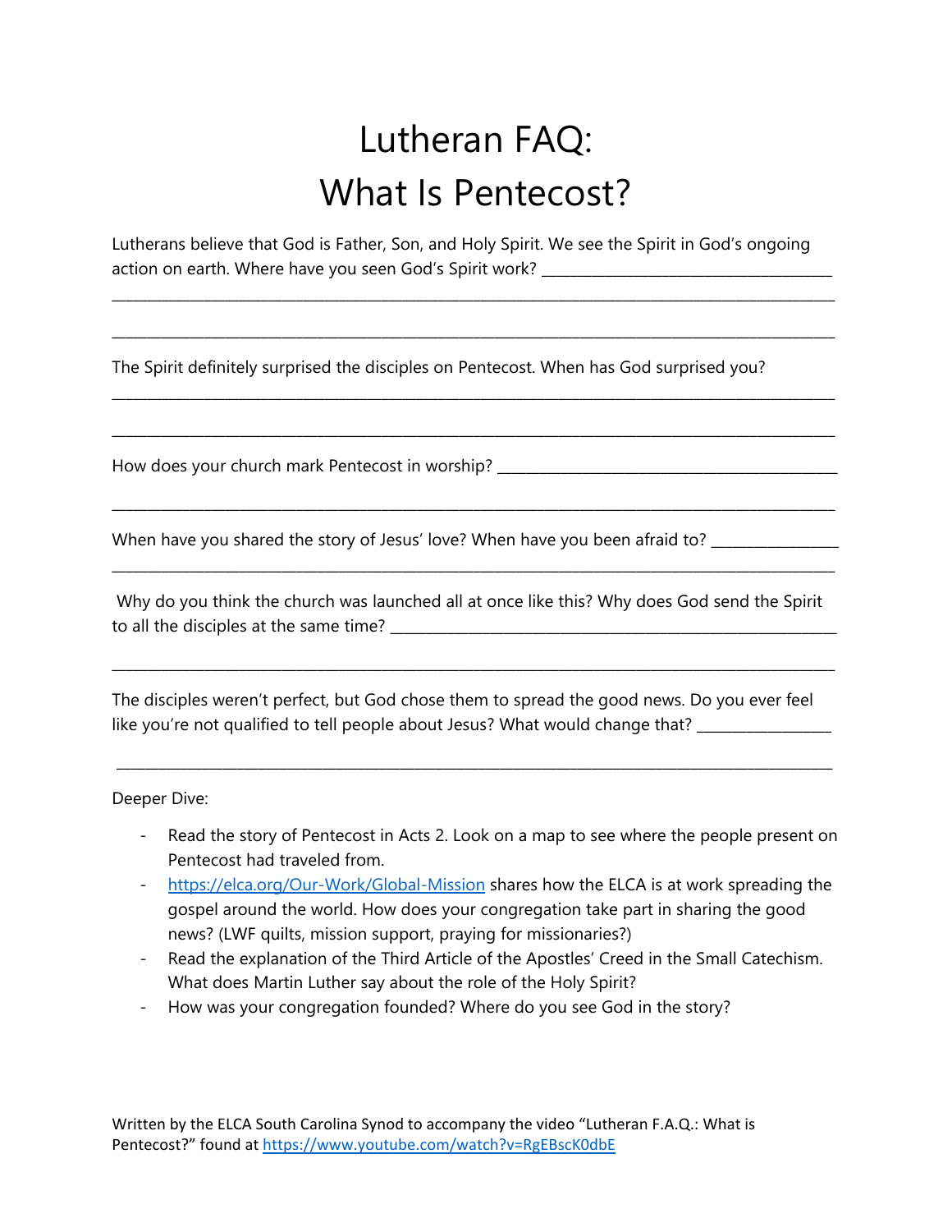# Lutheran FAQ:
# What Is Pentecost?

Lutherans believe that God is Father, Son, and Holy Spirit. We see the Spirit in God's ongoing action on earth. Where have you seen God's Spirit work? ____________________________________

____________________________________________________________________________________________

____________________________________________________________________________________________

The Spirit definitely surprised the disciples on Pentecost. When has God surprised you?

____________________________________________________________________________________________

____________________________________________________________________________________________

How does your church mark Pentecost in worship? ____________________________________________

____________________________________________________________________________________________

When have you shared the story of Jesus' love? When have you been afraid to? ________________

____________________________________________________________________________________________

Why do you think the church was launched all at once like this? Why does God send the Spirit to all the disciples at the same time? ________________________________________________________

____________________________________________________________________________________________

The disciples weren't perfect, but God chose them to spread the good news. Do you ever feel like you're not qualified to tell people about Jesus? What would change that? _________________

____________________________________________________________________________________________

Deeper Dive:

- Read the story of Pentecost in Acts 2. Look on a map to see where the people present on Pentecost had traveled from.
- [https://elca.org/Our-Work/Global-Mission](https://elca.org/Our-Work/Global-Mission) shares how the ELCA is at work spreading the gospel around the world. How does your congregation take part in sharing the good news? (LWF quilts, mission support, praying for missionaries?)
- Read the explanation of the Third Article of the Apostles' Creed in the Small Catechism. What does Martin Luther say about the role of the Holy Spirit?
- How was your congregation founded? Where do you see God in the story?

Written by the ELCA South Carolina Synod to accompany the video "Lutheran F.A.Q.: What is Pentecost?" found at [https://www.youtube.com/watch?v=RgEBscK0dbE](https://www.youtube.com/watch?v=RgEBscK0dbE)